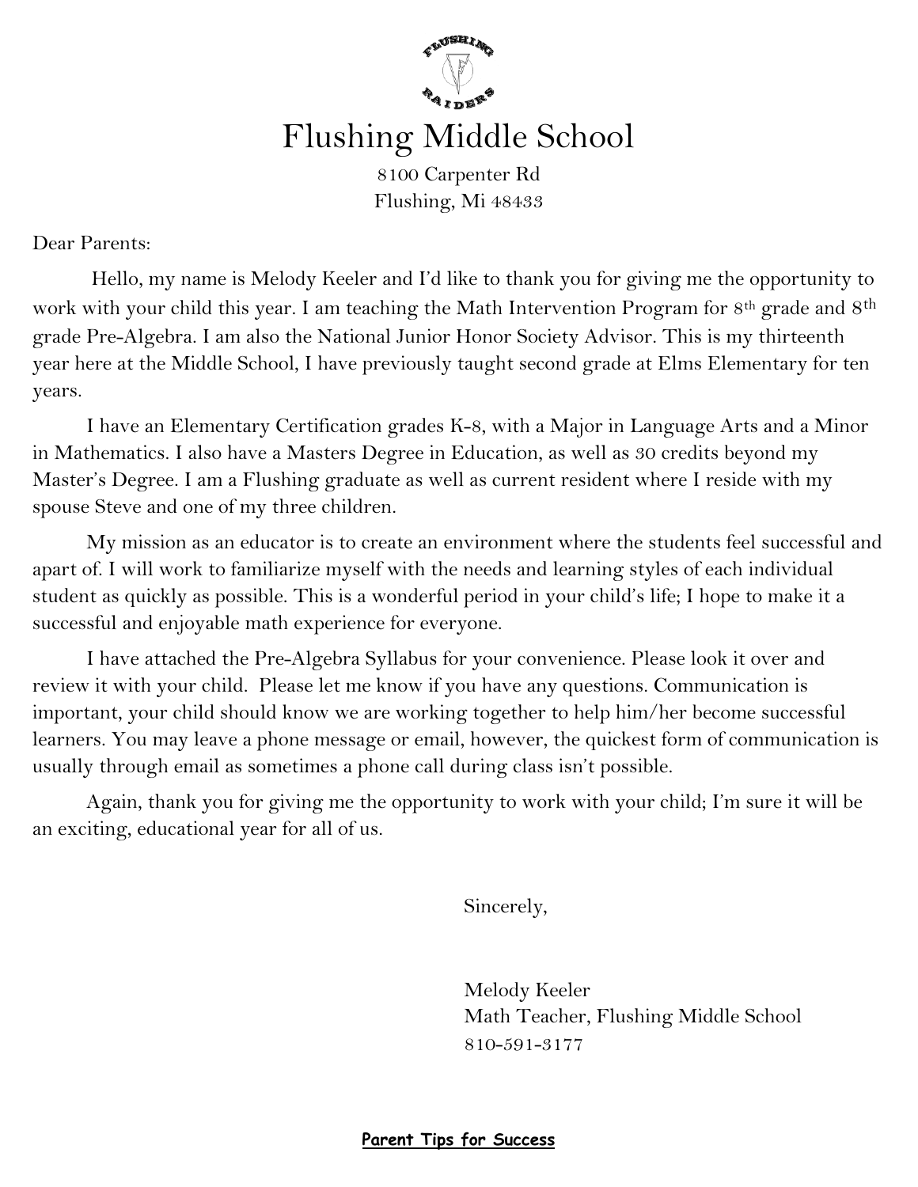# Flushing Middle School

8100 Carpenter Rd
Flushing, Mi 48433

Dear Parents:

Hello, my name is Melody Keeler and I'd like to thank you for giving me the opportunity to work with your child this year. I am teaching the Math Intervention Program for 8th grade and 8th grade Pre-Algebra. I am also the National Junior Honor Society Advisor. This is my thirteenth year here at the Middle School, I have previously taught second grade at Elms Elementary for ten years.

I have an Elementary Certification grades K-8, with a Major in Language Arts and a Minor in Mathematics. I also have a Masters Degree in Education, as well as 30 credits beyond my Master's Degree. I am a Flushing graduate as well as current resident where I reside with my spouse Steve and one of my three children.

My mission as an educator is to create an environment where the students feel successful and apart of. I will work to familiarize myself with the needs and learning styles of each individual student as quickly as possible. This is a wonderful period in your child's life; I hope to make it a successful and enjoyable math experience for everyone.

I have attached the Pre-Algebra Syllabus for your convenience. Please look it over and review it with your child. Please let me know if you have any questions. Communication is important, your child should know we are working together to help him/her become successful learners. You may leave a phone message or email, however, the quickest form of communication is usually through email as sometimes a phone call during class isn't possible.

Again, thank you for giving me the opportunity to work with your child; I'm sure it will be an exciting, educational year for all of us.

Sincerely,

Melody Keeler
Math Teacher, Flushing Middle School
810-591-3177

**Parent Tips for Success**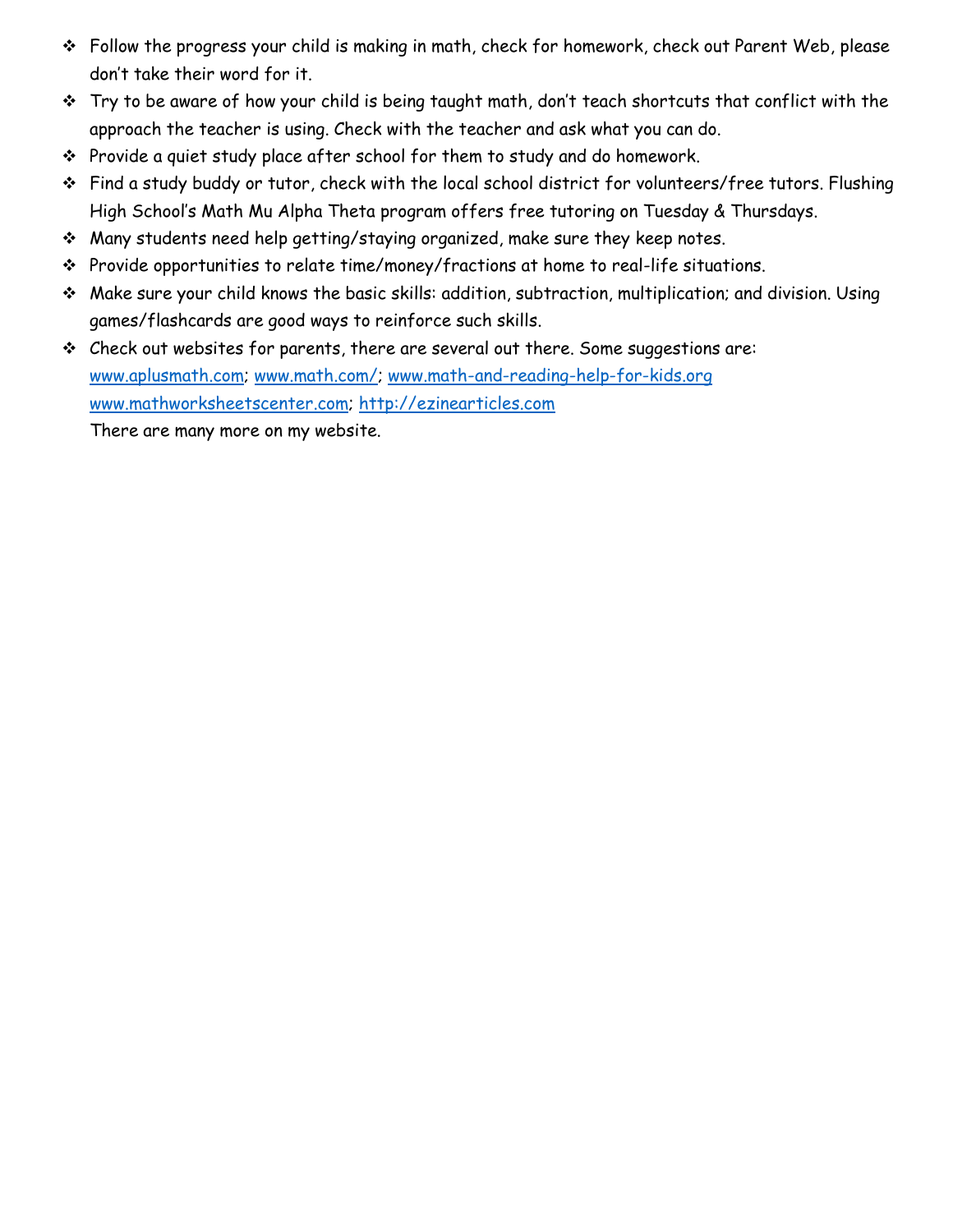- Follow the progress your child is making in math, check for homework, check out Parent Web, please don't take their word for it.
- Try to be aware of how your child is being taught math, don't teach shortcuts that conflict with the approach the teacher is using. Check with the teacher and ask what you can do.
- Provide a quiet study place after school for them to study and do homework.
- Find a study buddy or tutor, check with the local school district for volunteers/free tutors. Flushing High School's Math Mu Alpha Theta program offers free tutoring on Tuesday & Thursdays.
- Many students need help getting/staying organized, make sure they keep notes.
- Provide opportunities to relate time/money/fractions at home to real-life situations.
- Make sure your child knows the basic skills: addition, subtraction, multiplication; and division. Using games/flashcards are good ways to reinforce such skills.
- Check out websites for parents, there are several out there. Some suggestions are: www.aplusmath.com; www.math.com/; www.math-and-reading-help-for-kids.org www.mathworksheetscenter.com; http://ezinearticles.com
  There are many more on my website.